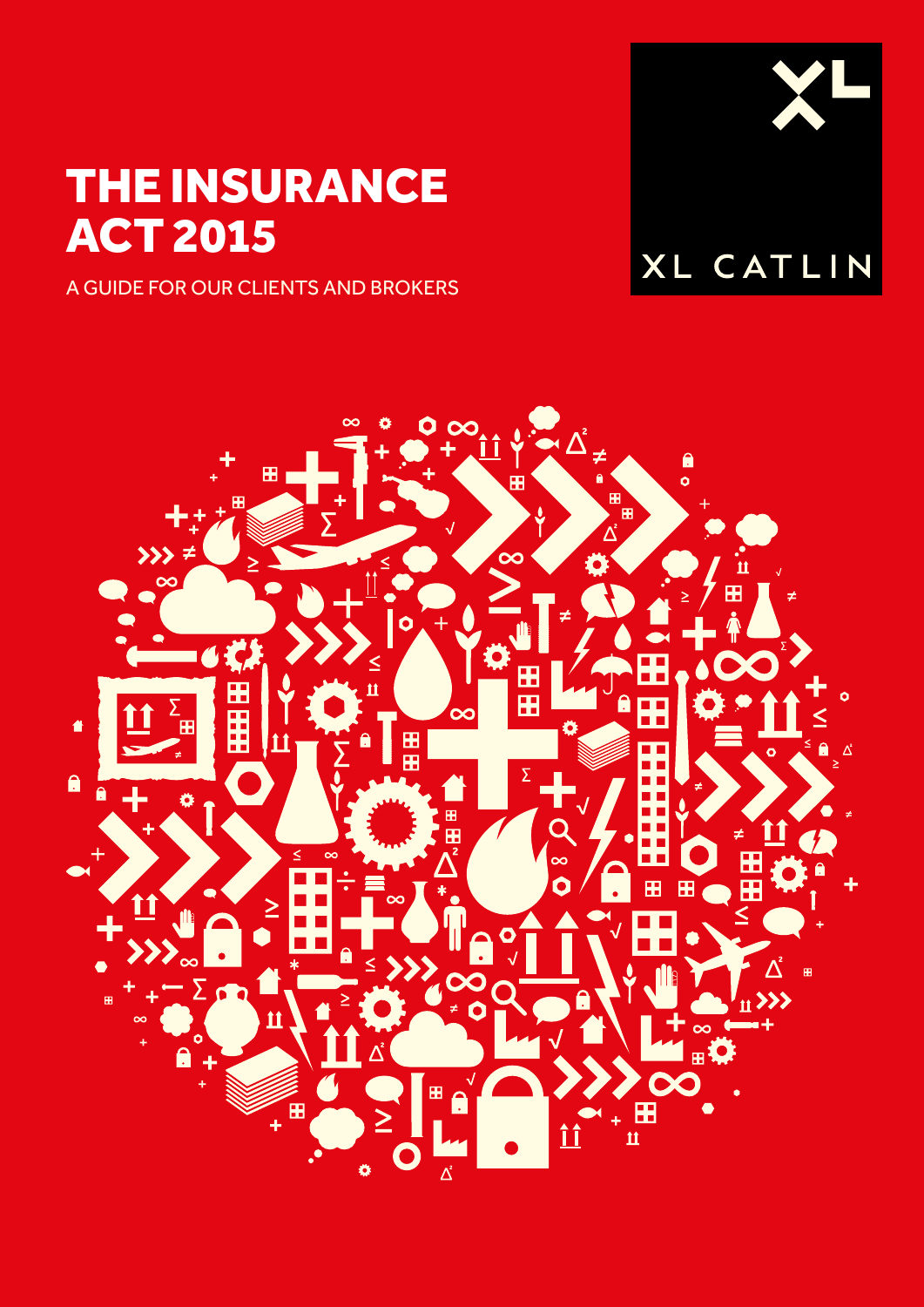# THE INSURANCE ACT 2015

A GUIDE FOR OUR CLIENTS AND BROKERS

XL CATLIN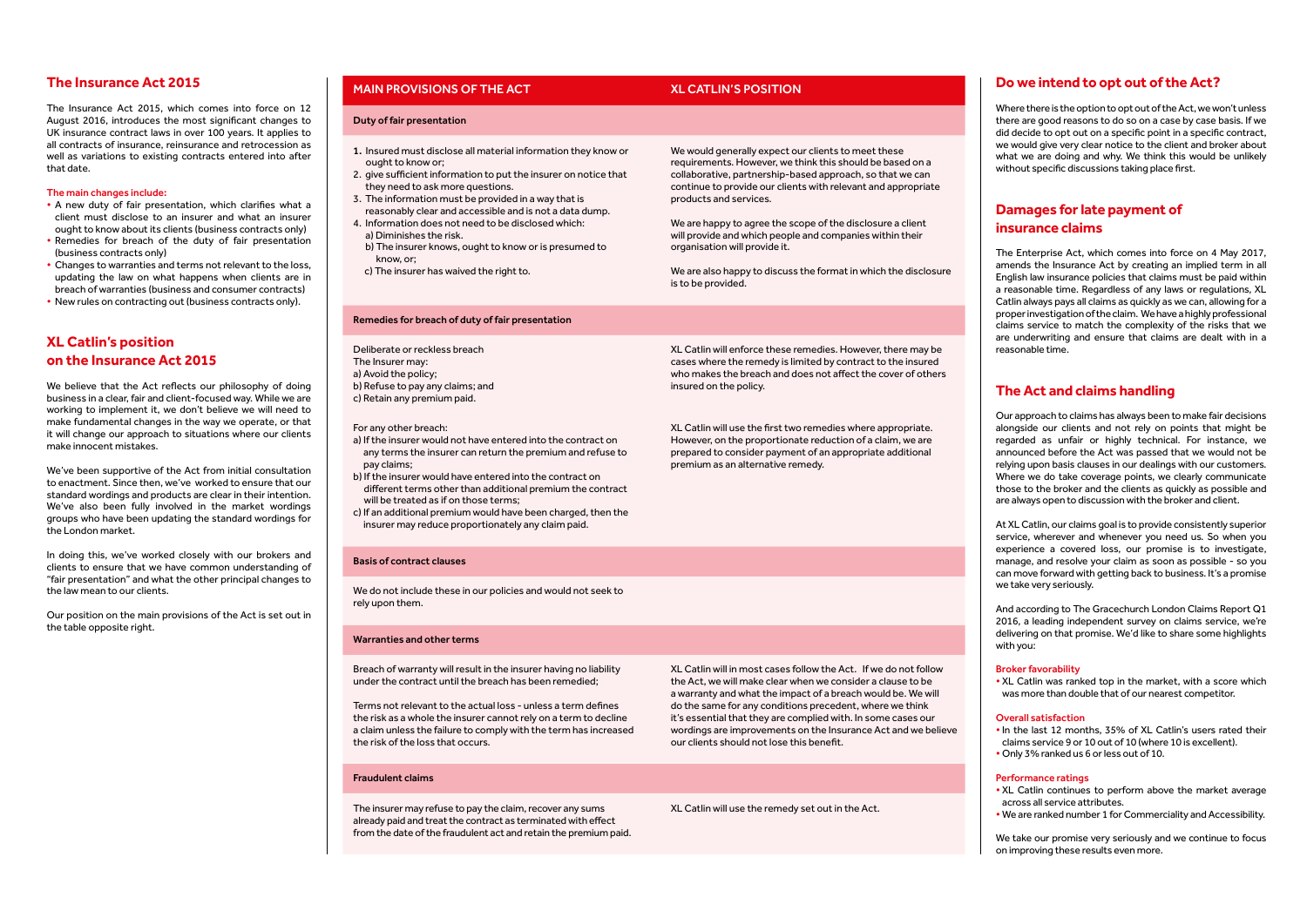## The Insurance Act 2015

The Insurance Act 2015, which comes into force on 12 August 2016, introduces the most significant changes to UK insurance contract laws in over 100 years. It applies to all contracts of insurance, reinsurance and retrocession as well as variations to existing contracts entered into after that date.

**The main changes include:**

- A new duty of fair presentation, which clarifies what a client must disclose to an insurer and what an insurer ought to know about its clients (business contracts only)
- Remedies for breach of the duty of fair presentation (business contracts only)
- Changes to warranties and terms not relevant to the loss, updating the law on what happens when clients are in breach of warranties (business and consumer contracts)
- New rules on contracting out (business contracts only).

## XL Catlin's position on the Insurance Act 2015

We believe that the Act reflects our philosophy of doing business in a clear, fair and client-focused way. While we are working to implement it, we don't believe we will need to make fundamental changes in the way we operate, or that it will change our approach to situations where our clients make innocent mistakes.

We've been supportive of the Act from initial consultation to enactment. Since then, we've worked to ensure that our standard wordings and products are clear in their intention. We've also been fully involved in the market wordings groups who have been updating the standard wordings for the London market.

In doing this, we've worked closely with our brokers and clients to ensure that we have common understanding of "fair presentation" and what the other principal changes to the law mean to our clients.

Our position on the main provisions of the Act is set out in the table opposite right.

| MAIN PROVISIONS OF THE ACT | XL CATLIN'S POSITION |
|---|---|
| **Duty of fair presentation** | |
| 1. Insured must disclose all material information they know or ought to know or;<br>2. give sufficient information to put the insurer on notice that they need to ask more questions.<br>3. The information must be provided in a way that is reasonably clear and accessible and is not a data dump.<br>4. Information does not need to be disclosed which:<br>a) Diminishes the risk.<br>b) The insurer knows, ought to know or is presumed to know, or;<br>c) The insurer has waived the right to. | We would generally expect our clients to meet these requirements. However, we think this should be based on a collaborative, partnership-based approach, so that we can continue to provide our clients with relevant and appropriate products and services.<br><br>We are happy to agree the scope of the disclosure a client will provide and which people and companies within their organisation will provide it.<br><br>We are also happy to discuss the format in which the disclosure is to be provided. |
| **Remedies for breach of duty of fair presentation** | |
| Deliberate or reckless breach<br>The Insurer may:<br>a) Avoid the policy;<br>b) Refuse to pay any claims; and<br>c) Retain any premium paid. | XL Catlin will enforce these remedies. However, there may be cases where the remedy is limited by contract to the insured who makes the breach and does not affect the cover of others insured on the policy. |
| For any other breach:<br>a) If the insurer would not have entered into the contract on any terms the insurer can return the premium and refuse to pay claims;<br>b) If the insurer would have entered into the contract on different terms other than additional premium the contract will be treated as if on those terms;<br>c) If an additional premium would have been charged, then the insurer may reduce proportionately any claim paid. | XL Catlin will use the first two remedies where appropriate. However, on the proportionate reduction of a claim, we are prepared to consider payment of an appropriate additional premium as an alternative remedy. |
| **Basis of contract clauses** | |
| We do not include these in our policies and would not seek to rely upon them. | |
| **Warranties and other terms** | |
| Breach of warranty will result in the insurer having no liability under the contract until the breach has been remedied;<br><br>Terms not relevant to the actual loss - unless a term defines the risk as a whole the insurer cannot rely on a term to decline a claim unless the failure to comply with the term has increased the risk of the loss that occurs. | XL Catlin will in most cases follow the Act. If we do not follow the Act, we will make clear when we consider a clause to be a warranty and what the impact of a breach would be. We will do the same for any conditions precedent, where we think it's essential that they are complied with. In some cases our wordings are improvements on the Insurance Act and we believe our clients should not lose this benefit. |
| **Fraudulent claims** | |
| The insurer may refuse to pay the claim, recover any sums already paid and treat the contract as terminated with effect from the date of the fraudulent act and retain the premium paid. | XL Catlin will use the remedy set out in the Act. |

## Do we intend to opt out of the Act?

Where there is the option to opt out of the Act, we won't unless there are good reasons to do so on a case by case basis. If we did decide to opt out on a specific point in a specific contract, we would give very clear notice to the client and broker about what we are doing and why. We think this would be unlikely without specific discussions taking place first.

## Damages for late payment of insurance claims

The Enterprise Act, which comes into force on 4 May 2017, amends the Insurance Act by creating an implied term in all English law insurance policies that claims must be paid within a reasonable time. Regardless of any laws or regulations, XL Catlin always pays all claims as quickly as we can, allowing for a proper investigation of the claim. We have a highly professional claims service to match the complexity of the risks that we are underwriting and ensure that claims are dealt with in a reasonable time.

## The Act and claims handling

Our approach to claims has always been to make fair decisions alongside our clients and not rely on points that might be regarded as unfair or highly technical. For instance, we announced before the Act was passed that we would not be relying upon basis clauses in our dealings with our customers. Where we do take coverage points, we clearly communicate those to the broker and the clients as quickly as possible and are always open to discussion with the broker and client.

At XL Catlin, our claims goal is to provide consistently superior service, wherever and whenever you need us. So when you experience a covered loss, our promise is to investigate, manage, and resolve your claim as soon as possible - so you can move forward with getting back to business. It's a promise we take very seriously.

And according to The Gracechurch London Claims Report Q1 2016, a leading independent survey on claims service, we're delivering on that promise. We'd like to share some highlights with you:

**Broker favorability**

- XL Catlin was ranked top in the market, with a score which was more than double that of our nearest competitor.

**Overall satisfaction**

- In the last 12 months, 35% of XL Catlin's users rated their claims service 9 or 10 out of 10 (where 10 is excellent).
- Only 3% ranked us 6 or less out of 10.

**Performance ratings**

- XL Catlin continues to perform above the market average across all service attributes.
- We are ranked number 1 for Commerciality and Accessibility.

We take our promise very seriously and we continue to focus on improving these results even more.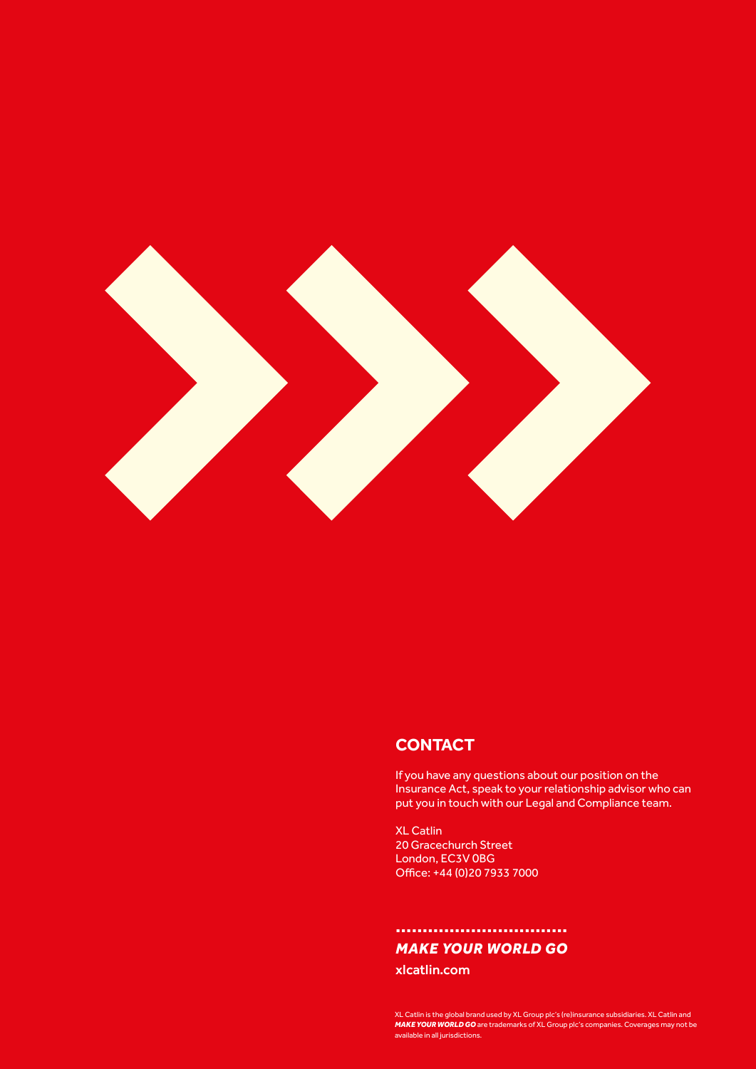## CONTACT

If you have any questions about our position on the Insurance Act, speak to your relationship advisor who can put you in touch with our Legal and Compliance team.

XL Catlin
20 Gracechurch Street
London, EC3V 0BG
Office: +44 (0)20 7933 7000

***MAKE YOUR WORLD GO***

**xlcatlin.com**

XL Catlin is the global brand used by XL Group plc's (re)insurance subsidiaries. XL Catlin and ***MAKE YOUR WORLD GO*** are trademarks of XL Group plc's companies. Coverages may not be available in all jurisdictions.